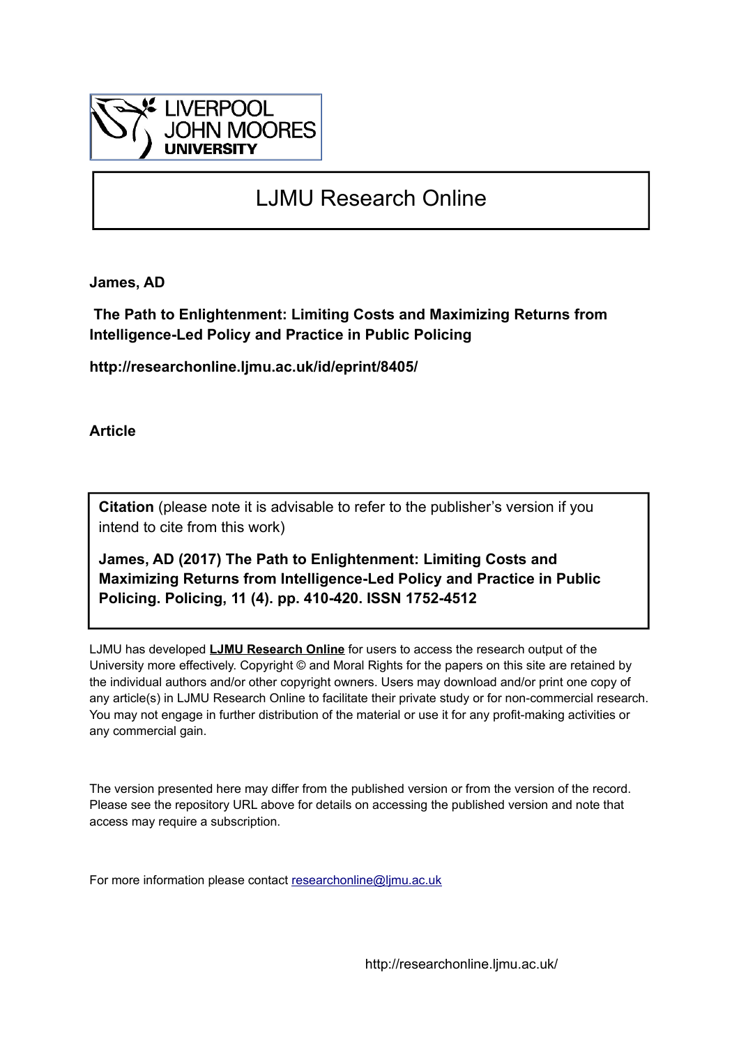LIVERPOOL JOHN MOORES UNIVERSITY

# LJMU Research Online

**James, AD**

**The Path to Enlightenment: Limiting Costs and Maximizing Returns from Intelligence-Led Policy and Practice in Public Policing**

**http://researchonline.ljmu.ac.uk/id/eprint/8405/**

**Article**

**Citation** (please note it is advisable to refer to the publisher's version if you intend to cite from this work)

**James, AD (2017) The Path to Enlightenment: Limiting Costs and Maximizing Returns from Intelligence-Led Policy and Practice in Public Policing. Policing, 11 (4). pp. 410-420. ISSN 1752-4512**

LJMU has developed **LJMU Research Online** for users to access the research output of the University more effectively. Copyright © and Moral Rights for the papers on this site are retained by the individual authors and/or other copyright owners. Users may download and/or print one copy of any article(s) in LJMU Research Online to facilitate their private study or for non-commercial research. You may not engage in further distribution of the material or use it for any profit-making activities or any commercial gain.

The version presented here may differ from the published version or from the version of the record. Please see the repository URL above for details on accessing the published version and note that access may require a subscription.

For more information please contact researchonline@ljmu.ac.uk

http://researchonline.ljmu.ac.uk/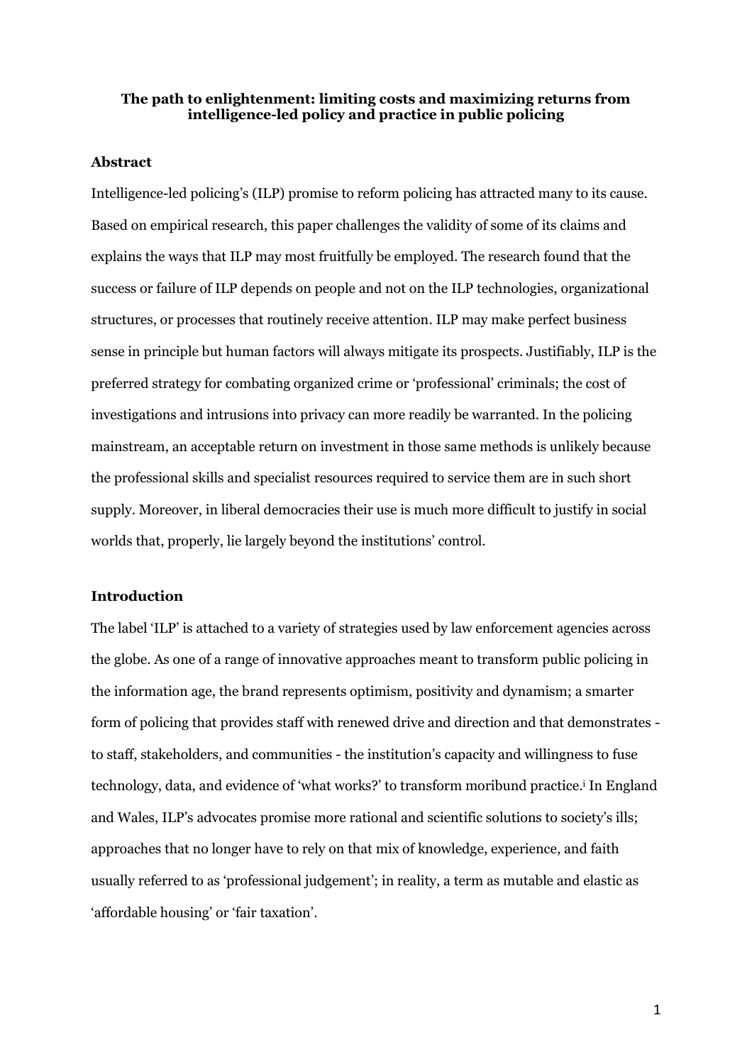**The path to enlightenment: limiting costs and maximizing returns from intelligence-led policy and practice in public policing**

## Abstract

Intelligence-led policing's (ILP) promise to reform policing has attracted many to its cause. Based on empirical research, this paper challenges the validity of some of its claims and explains the ways that ILP may most fruitfully be employed. The research found that the success or failure of ILP depends on people and not on the ILP technologies, organizational structures, or processes that routinely receive attention. ILP may make perfect business sense in principle but human factors will always mitigate its prospects. Justifiably, ILP is the preferred strategy for combating organized crime or 'professional' criminals; the cost of investigations and intrusions into privacy can more readily be warranted. In the policing mainstream, an acceptable return on investment in those same methods is unlikely because the professional skills and specialist resources required to service them are in such short supply. Moreover, in liberal democracies their use is much more difficult to justify in social worlds that, properly, lie largely beyond the institutions' control.

## Introduction

The label 'ILP' is attached to a variety of strategies used by law enforcement agencies across the globe. As one of a range of innovative approaches meant to transform public policing in the information age, the brand represents optimism, positivity and dynamism; a smarter form of policing that provides staff with renewed drive and direction and that demonstrates - to staff, stakeholders, and communities - the institution's capacity and willingness to fuse technology, data, and evidence of 'what works?' to transform moribund practice.[i] In England and Wales, ILP's advocates promise more rational and scientific solutions to society's ills; approaches that no longer have to rely on that mix of knowledge, experience, and faith usually referred to as 'professional judgement'; in reality, a term as mutable and elastic as 'affordable housing' or 'fair taxation'.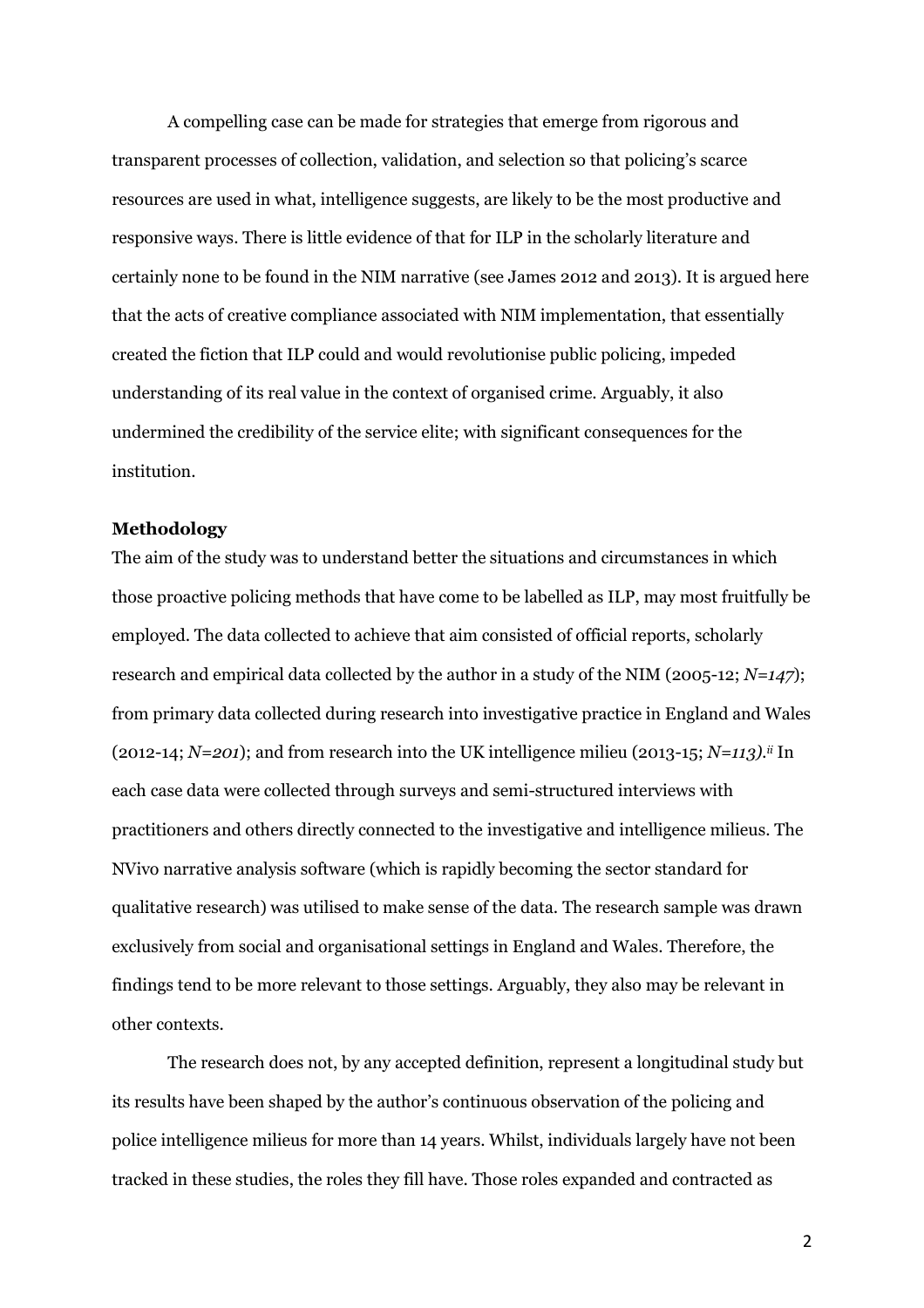A compelling case can be made for strategies that emerge from rigorous and transparent processes of collection, validation, and selection so that policing's scarce resources are used in what, intelligence suggests, are likely to be the most productive and responsive ways. There is little evidence of that for ILP in the scholarly literature and certainly none to be found in the NIM narrative (see James 2012 and 2013). It is argued here that the acts of creative compliance associated with NIM implementation, that essentially created the fiction that ILP could and would revolutionise public policing, impeded understanding of its real value in the context of organised crime. Arguably, it also undermined the credibility of the service elite; with significant consequences for the institution.

**Methodology**

The aim of the study was to understand better the situations and circumstances in which those proactive policing methods that have come to be labelled as ILP, may most fruitfully be employed. The data collected to achieve that aim consisted of official reports, scholarly research and empirical data collected by the author in a study of the NIM (2005-12; *N=147*); from primary data collected during research into investigative practice in England and Wales (2012-14; *N=201*); and from research into the UK intelligence milieu (2013-15; *N=113)*.[ii] In each case data were collected through surveys and semi-structured interviews with practitioners and others directly connected to the investigative and intelligence milieus. The NVivo narrative analysis software (which is rapidly becoming the sector standard for qualitative research) was utilised to make sense of the data. The research sample was drawn exclusively from social and organisational settings in England and Wales. Therefore, the findings tend to be more relevant to those settings. Arguably, they also may be relevant in other contexts.

The research does not, by any accepted definition, represent a longitudinal study but its results have been shaped by the author's continuous observation of the policing and police intelligence milieus for more than 14 years. Whilst, individuals largely have not been tracked in these studies, the roles they fill have. Those roles expanded and contracted as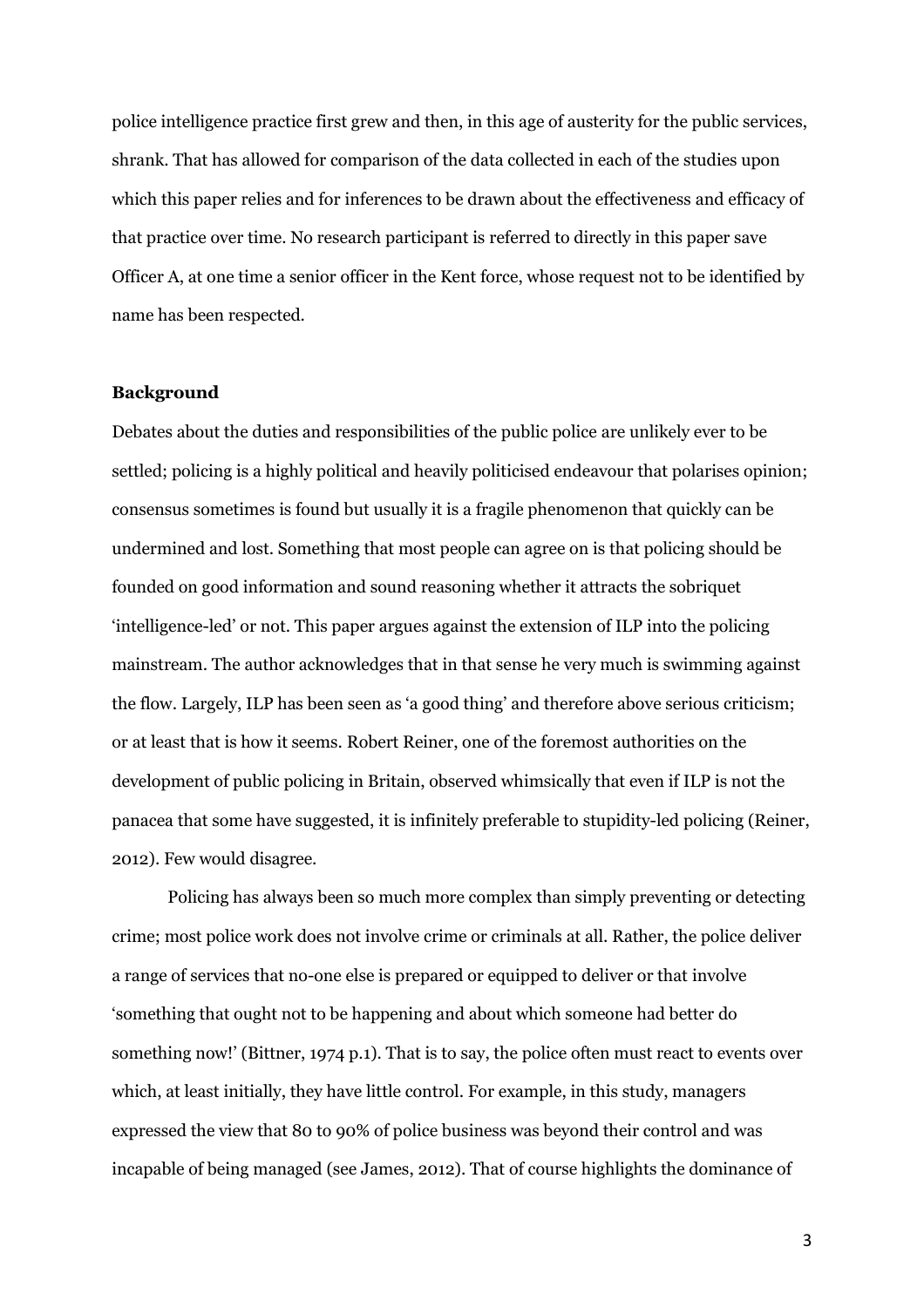police intelligence practice first grew and then, in this age of austerity for the public services, shrank. That has allowed for comparison of the data collected in each of the studies upon which this paper relies and for inferences to be drawn about the effectiveness and efficacy of that practice over time. No research participant is referred to directly in this paper save Officer A, at one time a senior officer in the Kent force, whose request not to be identified by name has been respected.

**Background**

Debates about the duties and responsibilities of the public police are unlikely ever to be settled; policing is a highly political and heavily politicised endeavour that polarises opinion; consensus sometimes is found but usually it is a fragile phenomenon that quickly can be undermined and lost. Something that most people can agree on is that policing should be founded on good information and sound reasoning whether it attracts the sobriquet 'intelligence-led' or not. This paper argues against the extension of ILP into the policing mainstream. The author acknowledges that in that sense he very much is swimming against the flow. Largely, ILP has been seen as 'a good thing' and therefore above serious criticism; or at least that is how it seems. Robert Reiner, one of the foremost authorities on the development of public policing in Britain, observed whimsically that even if ILP is not the panacea that some have suggested, it is infinitely preferable to stupidity-led policing (Reiner, 2012). Few would disagree.

Policing has always been so much more complex than simply preventing or detecting crime; most police work does not involve crime or criminals at all. Rather, the police deliver a range of services that no-one else is prepared or equipped to deliver or that involve 'something that ought not to be happening and about which someone had better do something now!' (Bittner, 1974 p.1). That is to say, the police often must react to events over which, at least initially, they have little control. For example, in this study, managers expressed the view that 80 to 90% of police business was beyond their control and was incapable of being managed (see James, 2012). That of course highlights the dominance of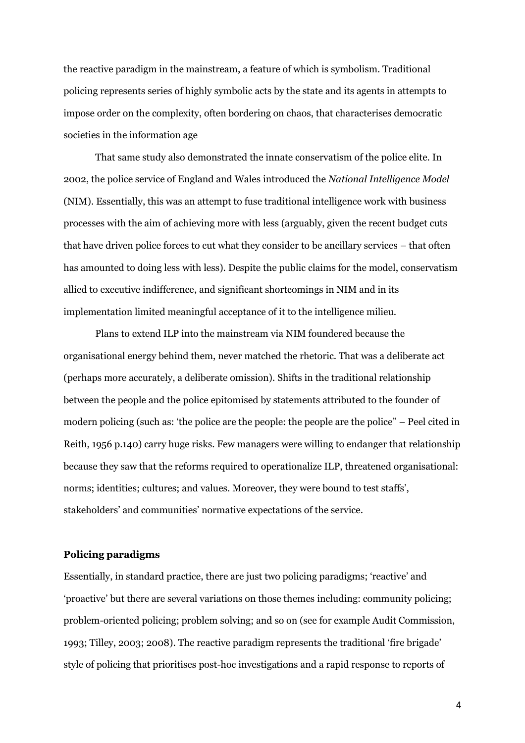the reactive paradigm in the mainstream, a feature of which is symbolism. Traditional policing represents series of highly symbolic acts by the state and its agents in attempts to impose order on the complexity, often bordering on chaos, that characterises democratic societies in the information age

That same study also demonstrated the innate conservatism of the police elite. In 2002, the police service of England and Wales introduced the *National Intelligence Model* (NIM). Essentially, this was an attempt to fuse traditional intelligence work with business processes with the aim of achieving more with less (arguably, given the recent budget cuts that have driven police forces to cut what they consider to be ancillary services – that often has amounted to doing less with less). Despite the public claims for the model, conservatism allied to executive indifference, and significant shortcomings in NIM and in its implementation limited meaningful acceptance of it to the intelligence milieu.

Plans to extend ILP into the mainstream via NIM foundered because the organisational energy behind them, never matched the rhetoric. That was a deliberate act (perhaps more accurately, a deliberate omission). Shifts in the traditional relationship between the people and the police epitomised by statements attributed to the founder of modern policing (such as: 'the police are the people: the people are the police" – Peel cited in Reith, 1956 p.140) carry huge risks. Few managers were willing to endanger that relationship because they saw that the reforms required to operationalize ILP, threatened organisational: norms; identities; cultures; and values. Moreover, they were bound to test staffs', stakeholders' and communities' normative expectations of the service.

## Policing paradigms

Essentially, in standard practice, there are just two policing paradigms; 'reactive' and 'proactive' but there are several variations on those themes including: community policing; problem-oriented policing; problem solving; and so on (see for example Audit Commission, 1993; Tilley, 2003; 2008). The reactive paradigm represents the traditional 'fire brigade' style of policing that prioritises post-hoc investigations and a rapid response to reports of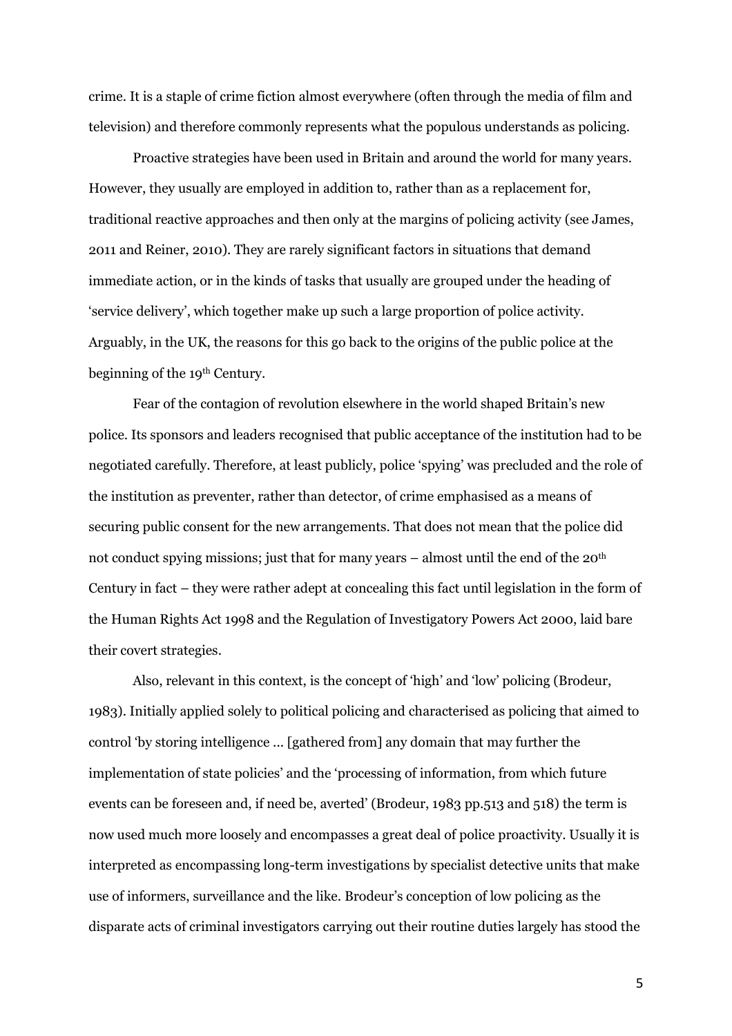crime. It is a staple of crime fiction almost everywhere (often through the media of film and television) and therefore commonly represents what the populous understands as policing.

Proactive strategies have been used in Britain and around the world for many years. However, they usually are employed in addition to, rather than as a replacement for, traditional reactive approaches and then only at the margins of policing activity (see James, 2011 and Reiner, 2010). They are rarely significant factors in situations that demand immediate action, or in the kinds of tasks that usually are grouped under the heading of 'service delivery', which together make up such a large proportion of police activity. Arguably, in the UK, the reasons for this go back to the origins of the public police at the beginning of the 19th Century.

Fear of the contagion of revolution elsewhere in the world shaped Britain's new police. Its sponsors and leaders recognised that public acceptance of the institution had to be negotiated carefully. Therefore, at least publicly, police 'spying' was precluded and the role of the institution as preventer, rather than detector, of crime emphasised as a means of securing public consent for the new arrangements. That does not mean that the police did not conduct spying missions; just that for many years – almost until the end of the 20th Century in fact – they were rather adept at concealing this fact until legislation in the form of the Human Rights Act 1998 and the Regulation of Investigatory Powers Act 2000, laid bare their covert strategies.

Also, relevant in this context, is the concept of 'high' and 'low' policing (Brodeur, 1983). Initially applied solely to political policing and characterised as policing that aimed to control 'by storing intelligence ... [gathered from] any domain that may further the implementation of state policies' and the 'processing of information, from which future events can be foreseen and, if need be, averted' (Brodeur, 1983 pp.513 and 518) the term is now used much more loosely and encompasses a great deal of police proactivity. Usually it is interpreted as encompassing long-term investigations by specialist detective units that make use of informers, surveillance and the like. Brodeur's conception of low policing as the disparate acts of criminal investigators carrying out their routine duties largely has stood the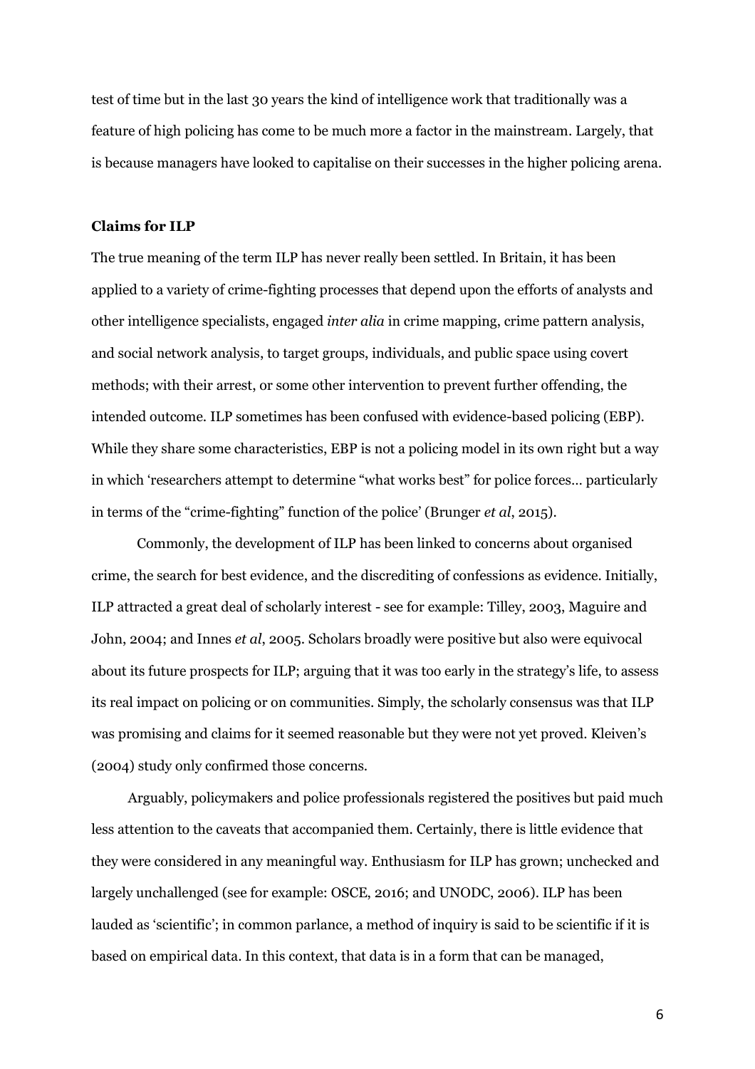test of time but in the last 30 years the kind of intelligence work that traditionally was a feature of high policing has come to be much more a factor in the mainstream. Largely, that is because managers have looked to capitalise on their successes in the higher policing arena.

**Claims for ILP**

The true meaning of the term ILP has never really been settled. In Britain, it has been applied to a variety of crime-fighting processes that depend upon the efforts of analysts and other intelligence specialists, engaged *inter alia* in crime mapping, crime pattern analysis, and social network analysis, to target groups, individuals, and public space using covert methods; with their arrest, or some other intervention to prevent further offending, the intended outcome. ILP sometimes has been confused with evidence-based policing (EBP). While they share some characteristics, EBP is not a policing model in its own right but a way in which 'researchers attempt to determine "what works best" for police forces… particularly in terms of the "crime-fighting" function of the police' (Brunger *et al*, 2015).

Commonly, the development of ILP has been linked to concerns about organised crime, the search for best evidence, and the discrediting of confessions as evidence. Initially, ILP attracted a great deal of scholarly interest - see for example: Tilley, 2003, Maguire and John, 2004; and Innes *et al*, 2005. Scholars broadly were positive but also were equivocal about its future prospects for ILP; arguing that it was too early in the strategy's life, to assess its real impact on policing or on communities. Simply, the scholarly consensus was that ILP was promising and claims for it seemed reasonable but they were not yet proved. Kleiven's (2004) study only confirmed those concerns.

Arguably, policymakers and police professionals registered the positives but paid much less attention to the caveats that accompanied them. Certainly, there is little evidence that they were considered in any meaningful way. Enthusiasm for ILP has grown; unchecked and largely unchallenged (see for example: OSCE, 2016; and UNODC, 2006). ILP has been lauded as 'scientific'; in common parlance, a method of inquiry is said to be scientific if it is based on empirical data. In this context, that data is in a form that can be managed,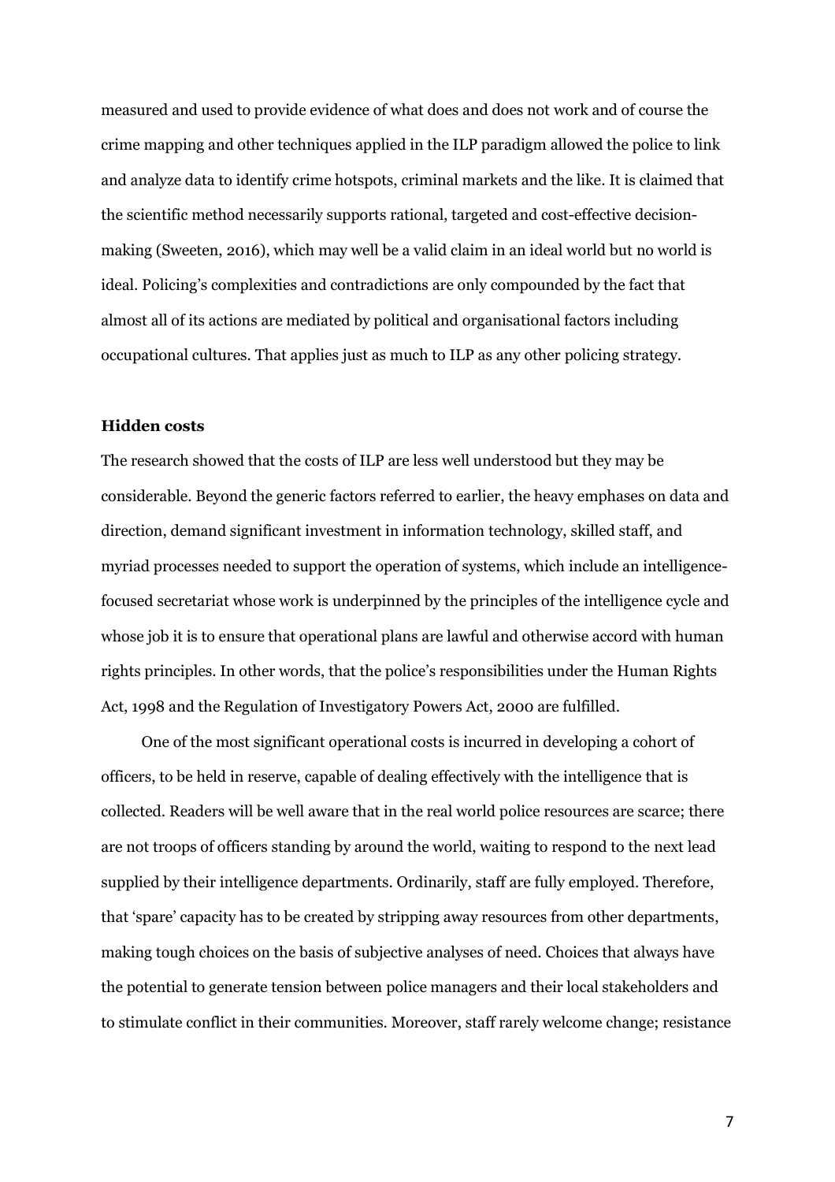measured and used to provide evidence of what does and does not work and of course the crime mapping and other techniques applied in the ILP paradigm allowed the police to link and analyze data to identify crime hotspots, criminal markets and the like. It is claimed that the scientific method necessarily supports rational, targeted and cost-effective decision-making (Sweeten, 2016), which may well be a valid claim in an ideal world but no world is ideal. Policing's complexities and contradictions are only compounded by the fact that almost all of its actions are mediated by political and organisational factors including occupational cultures. That applies just as much to ILP as any other policing strategy.

**Hidden costs**

The research showed that the costs of ILP are less well understood but they may be considerable. Beyond the generic factors referred to earlier, the heavy emphases on data and direction, demand significant investment in information technology, skilled staff, and myriad processes needed to support the operation of systems, which include an intelligence-focused secretariat whose work is underpinned by the principles of the intelligence cycle and whose job it is to ensure that operational plans are lawful and otherwise accord with human rights principles. In other words, that the police's responsibilities under the Human Rights Act, 1998 and the Regulation of Investigatory Powers Act, 2000 are fulfilled.

One of the most significant operational costs is incurred in developing a cohort of officers, to be held in reserve, capable of dealing effectively with the intelligence that is collected. Readers will be well aware that in the real world police resources are scarce; there are not troops of officers standing by around the world, waiting to respond to the next lead supplied by their intelligence departments. Ordinarily, staff are fully employed. Therefore, that 'spare' capacity has to be created by stripping away resources from other departments, making tough choices on the basis of subjective analyses of need. Choices that always have the potential to generate tension between police managers and their local stakeholders and to stimulate conflict in their communities. Moreover, staff rarely welcome change; resistance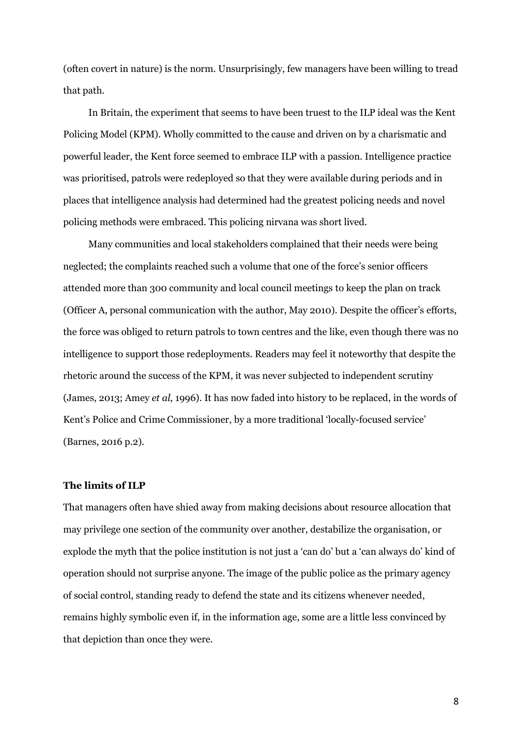(often covert in nature) is the norm. Unsurprisingly, few managers have been willing to tread that path.

In Britain, the experiment that seems to have been truest to the ILP ideal was the Kent Policing Model (KPM). Wholly committed to the cause and driven on by a charismatic and powerful leader, the Kent force seemed to embrace ILP with a passion. Intelligence practice was prioritised, patrols were redeployed so that they were available during periods and in places that intelligence analysis had determined had the greatest policing needs and novel policing methods were embraced. This policing nirvana was short lived.

Many communities and local stakeholders complained that their needs were being neglected; the complaints reached such a volume that one of the force's senior officers attended more than 300 community and local council meetings to keep the plan on track (Officer A, personal communication with the author, May 2010). Despite the officer's efforts, the force was obliged to return patrols to town centres and the like, even though there was no intelligence to support those redeployments. Readers may feel it noteworthy that despite the rhetoric around the success of the KPM, it was never subjected to independent scrutiny (James, 2013; Amey *et al*, 1996). It has now faded into history to be replaced, in the words of Kent's Police and Crime Commissioner, by a more traditional 'locally-focused service' (Barnes, 2016 p.2).

### The limits of ILP

That managers often have shied away from making decisions about resource allocation that may privilege one section of the community over another, destabilize the organisation, or explode the myth that the police institution is not just a 'can do' but a 'can always do' kind of operation should not surprise anyone. The image of the public police as the primary agency of social control, standing ready to defend the state and its citizens whenever needed, remains highly symbolic even if, in the information age, some are a little less convinced by that depiction than once they were.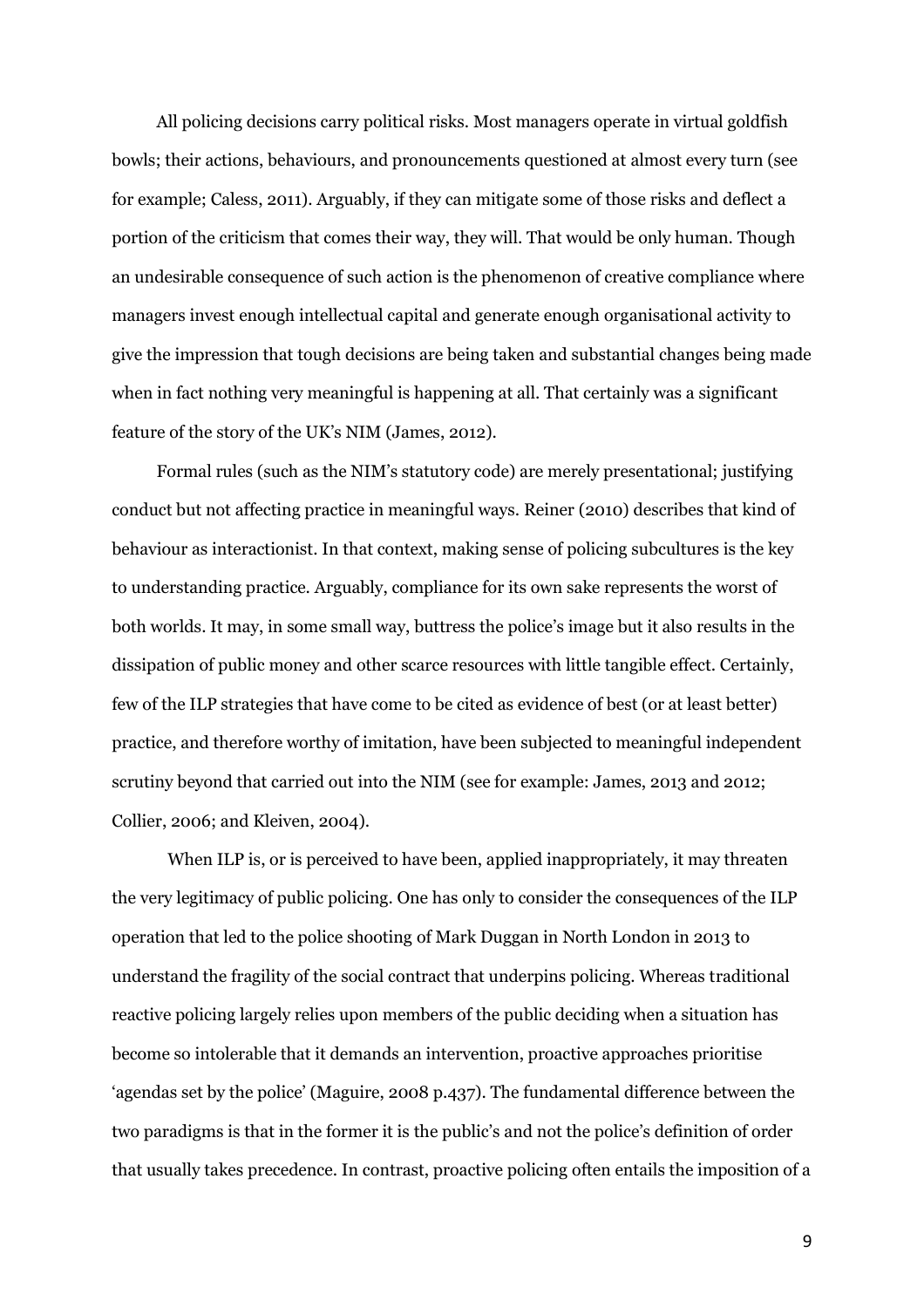All policing decisions carry political risks. Most managers operate in virtual goldfish bowls; their actions, behaviours, and pronouncements questioned at almost every turn (see for example; Caless, 2011). Arguably, if they can mitigate some of those risks and deflect a portion of the criticism that comes their way, they will. That would be only human. Though an undesirable consequence of such action is the phenomenon of creative compliance where managers invest enough intellectual capital and generate enough organisational activity to give the impression that tough decisions are being taken and substantial changes being made when in fact nothing very meaningful is happening at all. That certainly was a significant feature of the story of the UK's NIM (James, 2012).

Formal rules (such as the NIM's statutory code) are merely presentational; justifying conduct but not affecting practice in meaningful ways. Reiner (2010) describes that kind of behaviour as interactionist. In that context, making sense of policing subcultures is the key to understanding practice. Arguably, compliance for its own sake represents the worst of both worlds. It may, in some small way, buttress the police's image but it also results in the dissipation of public money and other scarce resources with little tangible effect. Certainly, few of the ILP strategies that have come to be cited as evidence of best (or at least better) practice, and therefore worthy of imitation, have been subjected to meaningful independent scrutiny beyond that carried out into the NIM (see for example: James, 2013 and 2012; Collier, 2006; and Kleiven, 2004).

When ILP is, or is perceived to have been, applied inappropriately, it may threaten the very legitimacy of public policing. One has only to consider the consequences of the ILP operation that led to the police shooting of Mark Duggan in North London in 2013 to understand the fragility of the social contract that underpins policing. Whereas traditional reactive policing largely relies upon members of the public deciding when a situation has become so intolerable that it demands an intervention, proactive approaches prioritise 'agendas set by the police' (Maguire, 2008 p.437). The fundamental difference between the two paradigms is that in the former it is the public's and not the police's definition of order that usually takes precedence. In contrast, proactive policing often entails the imposition of a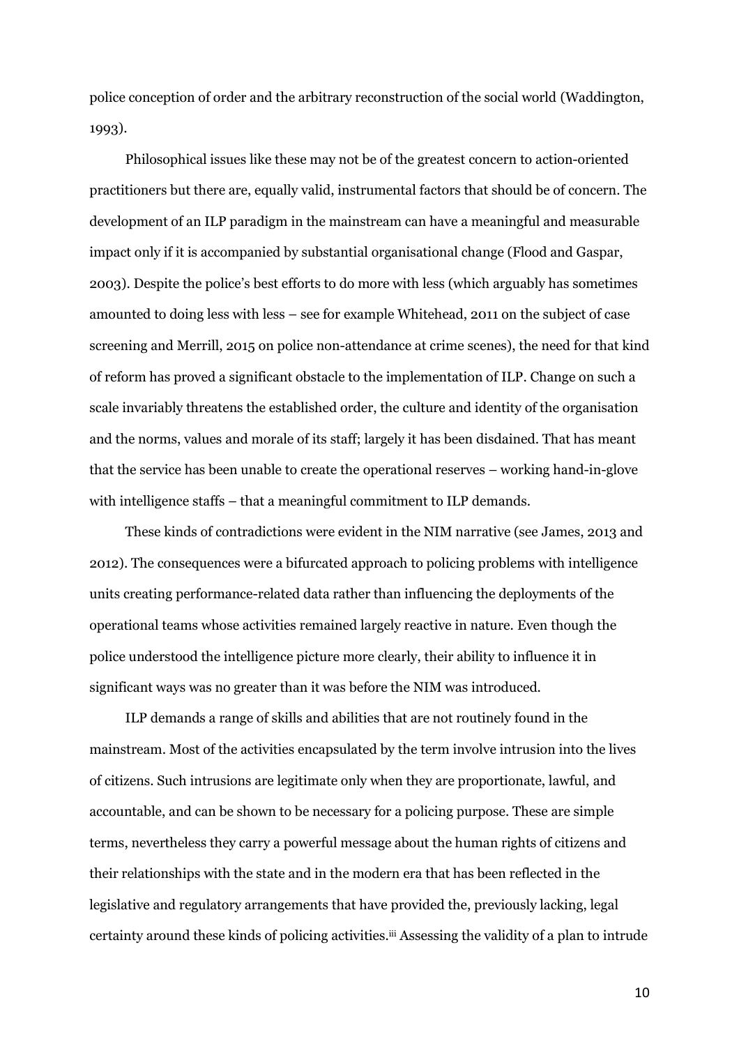police conception of order and the arbitrary reconstruction of the social world (Waddington, 1993).

Philosophical issues like these may not be of the greatest concern to action-oriented practitioners but there are, equally valid, instrumental factors that should be of concern. The development of an ILP paradigm in the mainstream can have a meaningful and measurable impact only if it is accompanied by substantial organisational change (Flood and Gaspar, 2003). Despite the police's best efforts to do more with less (which arguably has sometimes amounted to doing less with less – see for example Whitehead, 2011 on the subject of case screening and Merrill, 2015 on police non-attendance at crime scenes), the need for that kind of reform has proved a significant obstacle to the implementation of ILP. Change on such a scale invariably threatens the established order, the culture and identity of the organisation and the norms, values and morale of its staff; largely it has been disdained. That has meant that the service has been unable to create the operational reserves – working hand-in-glove with intelligence staffs – that a meaningful commitment to ILP demands.

These kinds of contradictions were evident in the NIM narrative (see James, 2013 and 2012). The consequences were a bifurcated approach to policing problems with intelligence units creating performance-related data rather than influencing the deployments of the operational teams whose activities remained largely reactive in nature. Even though the police understood the intelligence picture more clearly, their ability to influence it in significant ways was no greater than it was before the NIM was introduced.

ILP demands a range of skills and abilities that are not routinely found in the mainstream. Most of the activities encapsulated by the term involve intrusion into the lives of citizens. Such intrusions are legitimate only when they are proportionate, lawful, and accountable, and can be shown to be necessary for a policing purpose. These are simple terms, nevertheless they carry a powerful message about the human rights of citizens and their relationships with the state and in the modern era that has been reflected in the legislative and regulatory arrangements that have provided the, previously lacking, legal certainty around these kinds of policing activities.[iii] Assessing the validity of a plan to intrude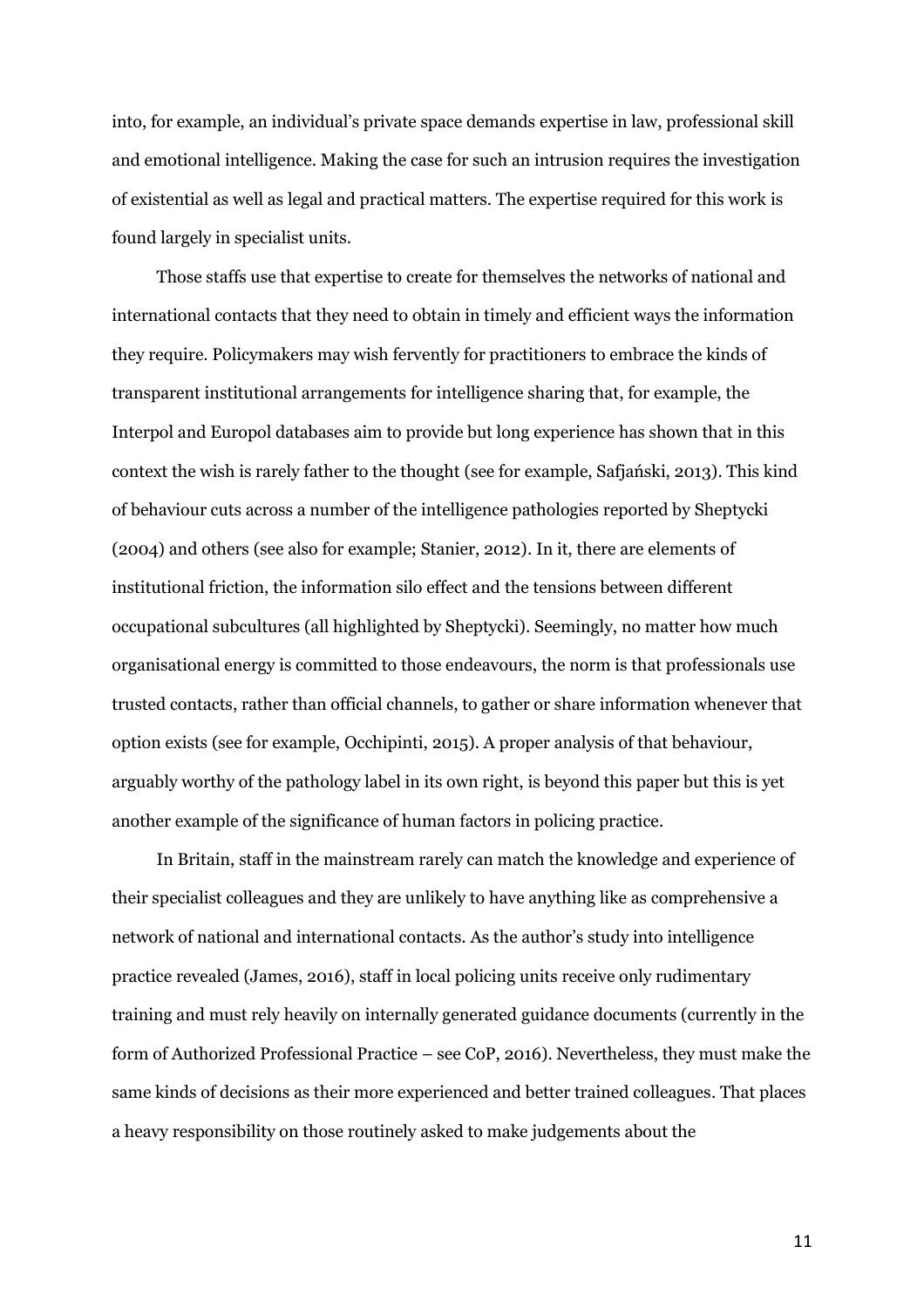into, for example, an individual's private space demands expertise in law, professional skill and emotional intelligence. Making the case for such an intrusion requires the investigation of existential as well as legal and practical matters. The expertise required for this work is found largely in specialist units.

Those staffs use that expertise to create for themselves the networks of national and international contacts that they need to obtain in timely and efficient ways the information they require. Policymakers may wish fervently for practitioners to embrace the kinds of transparent institutional arrangements for intelligence sharing that, for example, the Interpol and Europol databases aim to provide but long experience has shown that in this context the wish is rarely father to the thought (see for example, Safjański, 2013). This kind of behaviour cuts across a number of the intelligence pathologies reported by Sheptycki (2004) and others (see also for example; Stanier, 2012). In it, there are elements of institutional friction, the information silo effect and the tensions between different occupational subcultures (all highlighted by Sheptycki). Seemingly, no matter how much organisational energy is committed to those endeavours, the norm is that professionals use trusted contacts, rather than official channels, to gather or share information whenever that option exists (see for example, Occhipinti, 2015). A proper analysis of that behaviour, arguably worthy of the pathology label in its own right, is beyond this paper but this is yet another example of the significance of human factors in policing practice.

In Britain, staff in the mainstream rarely can match the knowledge and experience of their specialist colleagues and they are unlikely to have anything like as comprehensive a network of national and international contacts. As the author's study into intelligence practice revealed (James, 2016), staff in local policing units receive only rudimentary training and must rely heavily on internally generated guidance documents (currently in the form of Authorized Professional Practice – see CoP, 2016). Nevertheless, they must make the same kinds of decisions as their more experienced and better trained colleagues. That places a heavy responsibility on those routinely asked to make judgements about the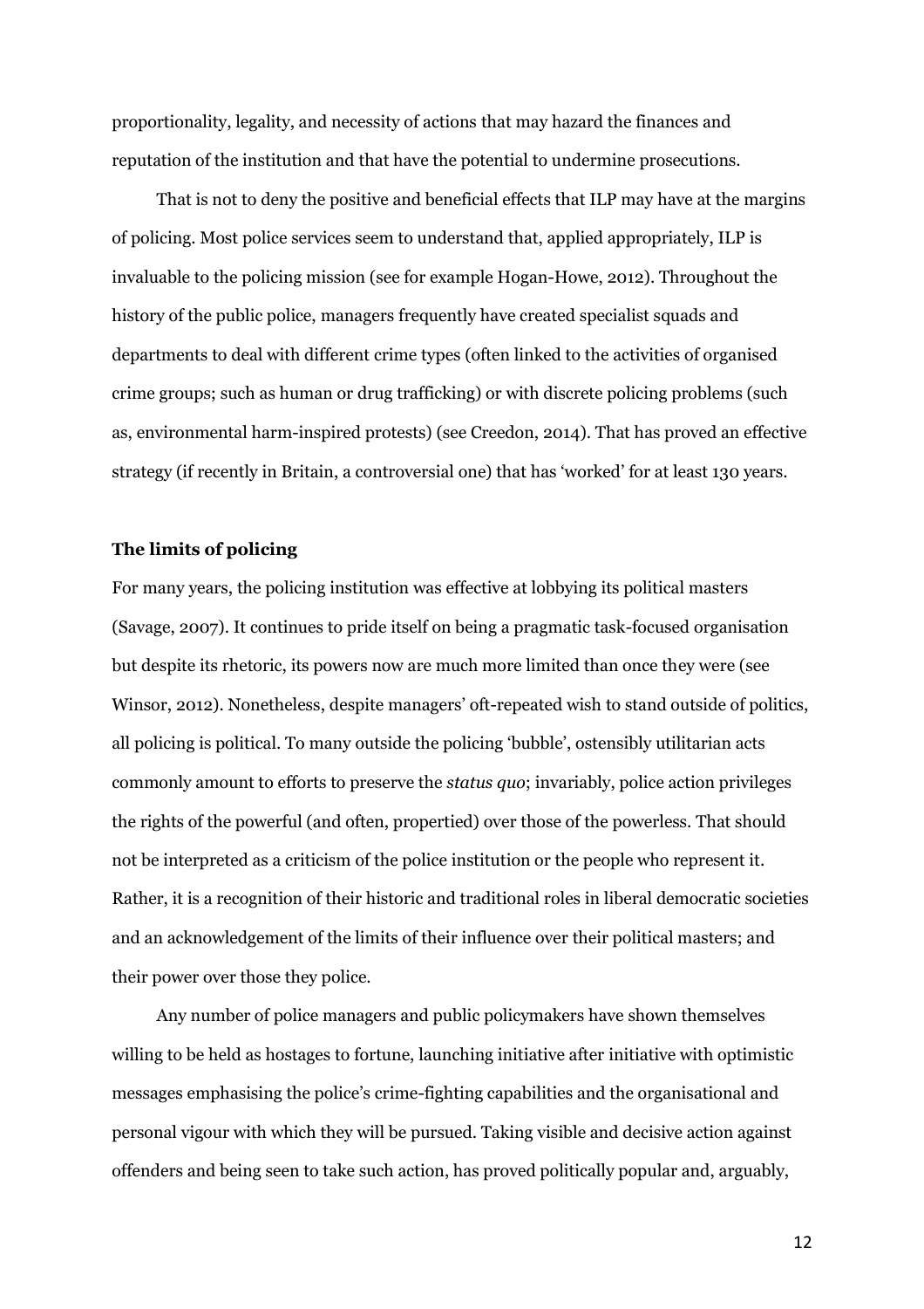proportionality, legality, and necessity of actions that may hazard the finances and reputation of the institution and that have the potential to undermine prosecutions.

That is not to deny the positive and beneficial effects that ILP may have at the margins of policing. Most police services seem to understand that, applied appropriately, ILP is invaluable to the policing mission (see for example Hogan-Howe, 2012). Throughout the history of the public police, managers frequently have created specialist squads and departments to deal with different crime types (often linked to the activities of organised crime groups; such as human or drug trafficking) or with discrete policing problems (such as, environmental harm-inspired protests) (see Creedon, 2014). That has proved an effective strategy (if recently in Britain, a controversial one) that has 'worked' for at least 130 years.

## The limits of policing

For many years, the policing institution was effective at lobbying its political masters (Savage, 2007). It continues to pride itself on being a pragmatic task-focused organisation but despite its rhetoric, its powers now are much more limited than once they were (see Winsor, 2012). Nonetheless, despite managers' oft-repeated wish to stand outside of politics, all policing is political. To many outside the policing 'bubble', ostensibly utilitarian acts commonly amount to efforts to preserve the *status quo*; invariably, police action privileges the rights of the powerful (and often, propertied) over those of the powerless. That should not be interpreted as a criticism of the police institution or the people who represent it. Rather, it is a recognition of their historic and traditional roles in liberal democratic societies and an acknowledgement of the limits of their influence over their political masters; and their power over those they police.

Any number of police managers and public policymakers have shown themselves willing to be held as hostages to fortune, launching initiative after initiative with optimistic messages emphasising the police's crime-fighting capabilities and the organisational and personal vigour with which they will be pursued. Taking visible and decisive action against offenders and being seen to take such action, has proved politically popular and, arguably,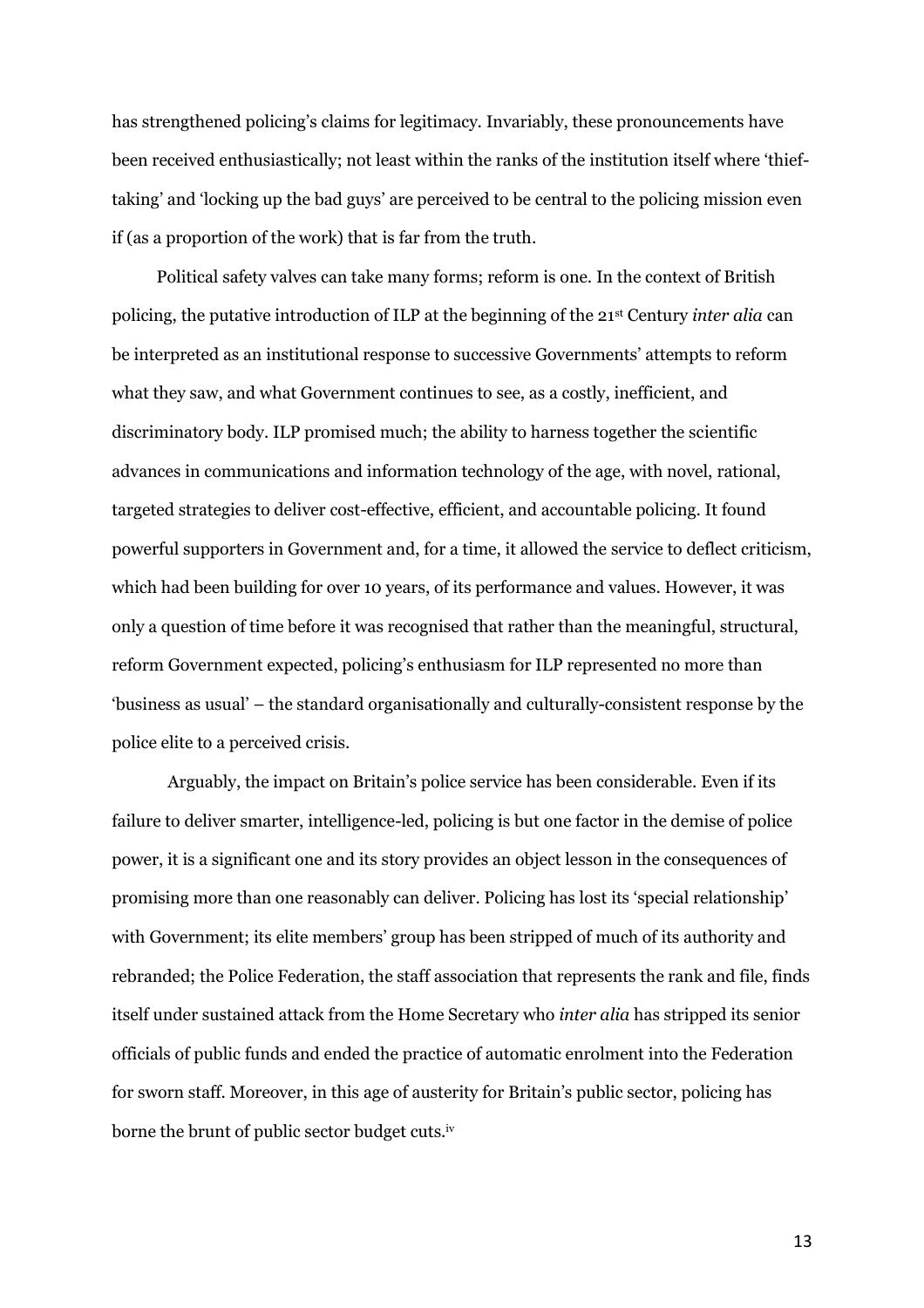has strengthened policing's claims for legitimacy. Invariably, these pronouncements have been received enthusiastically; not least within the ranks of the institution itself where 'thief-taking' and 'locking up the bad guys' are perceived to be central to the policing mission even if (as a proportion of the work) that is far from the truth.

Political safety valves can take many forms; reform is one. In the context of British policing, the putative introduction of ILP at the beginning of the 21st Century *inter alia* can be interpreted as an institutional response to successive Governments' attempts to reform what they saw, and what Government continues to see, as a costly, inefficient, and discriminatory body. ILP promised much; the ability to harness together the scientific advances in communications and information technology of the age, with novel, rational, targeted strategies to deliver cost-effective, efficient, and accountable policing. It found powerful supporters in Government and, for a time, it allowed the service to deflect criticism, which had been building for over 10 years, of its performance and values. However, it was only a question of time before it was recognised that rather than the meaningful, structural, reform Government expected, policing's enthusiasm for ILP represented no more than 'business as usual' – the standard organisationally and culturally-consistent response by the police elite to a perceived crisis.

Arguably, the impact on Britain's police service has been considerable. Even if its failure to deliver smarter, intelligence-led, policing is but one factor in the demise of police power, it is a significant one and its story provides an object lesson in the consequences of promising more than one reasonably can deliver. Policing has lost its 'special relationship' with Government; its elite members' group has been stripped of much of its authority and rebranded; the Police Federation, the staff association that represents the rank and file, finds itself under sustained attack from the Home Secretary who *inter alia* has stripped its senior officials of public funds and ended the practice of automatic enrolment into the Federation for sworn staff. Moreover, in this age of austerity for Britain's public sector, policing has borne the brunt of public sector budget cuts.[iv]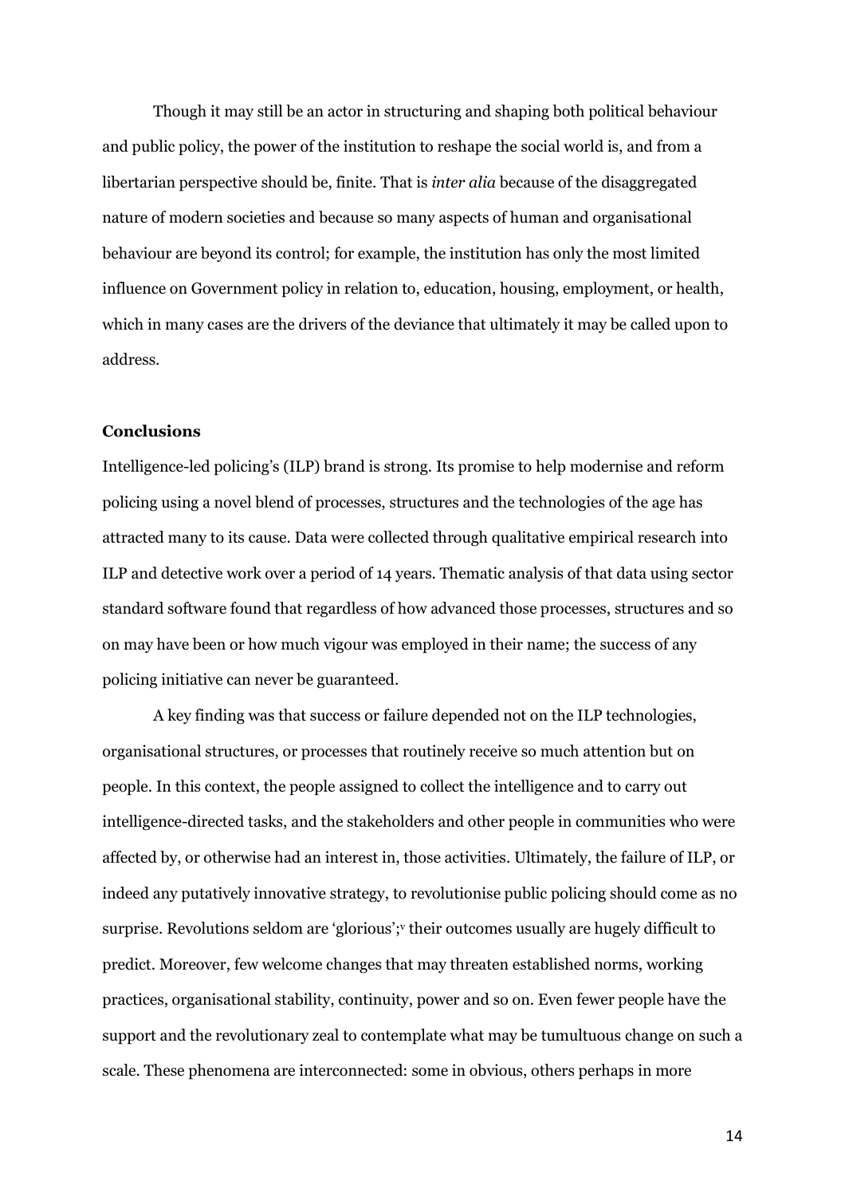Though it may still be an actor in structuring and shaping both political behaviour and public policy, the power of the institution to reshape the social world is, and from a libertarian perspective should be, finite. That is *inter alia* because of the disaggregated nature of modern societies and because so many aspects of human and organisational behaviour are beyond its control; for example, the institution has only the most limited influence on Government policy in relation to, education, housing, employment, or health, which in many cases are the drivers of the deviance that ultimately it may be called upon to address.

**Conclusions**

Intelligence-led policing's (ILP) brand is strong. Its promise to help modernise and reform policing using a novel blend of processes, structures and the technologies of the age has attracted many to its cause. Data were collected through qualitative empirical research into ILP and detective work over a period of 14 years. Thematic analysis of that data using sector standard software found that regardless of how advanced those processes, structures and so on may have been or how much vigour was employed in their name; the success of any policing initiative can never be guaranteed.

A key finding was that success or failure depended not on the ILP technologies, organisational structures, or processes that routinely receive so much attention but on people. In this context, the people assigned to collect the intelligence and to carry out intelligence-directed tasks, and the stakeholders and other people in communities who were affected by, or otherwise had an interest in, those activities. Ultimately, the failure of ILP, or indeed any putatively innovative strategy, to revolutionise public policing should come as no surprise. Revolutions seldom are 'glorious';[v] their outcomes usually are hugely difficult to predict. Moreover, few welcome changes that may threaten established norms, working practices, organisational stability, continuity, power and so on. Even fewer people have the support and the revolutionary zeal to contemplate what may be tumultuous change on such a scale. These phenomena are interconnected: some in obvious, others perhaps in more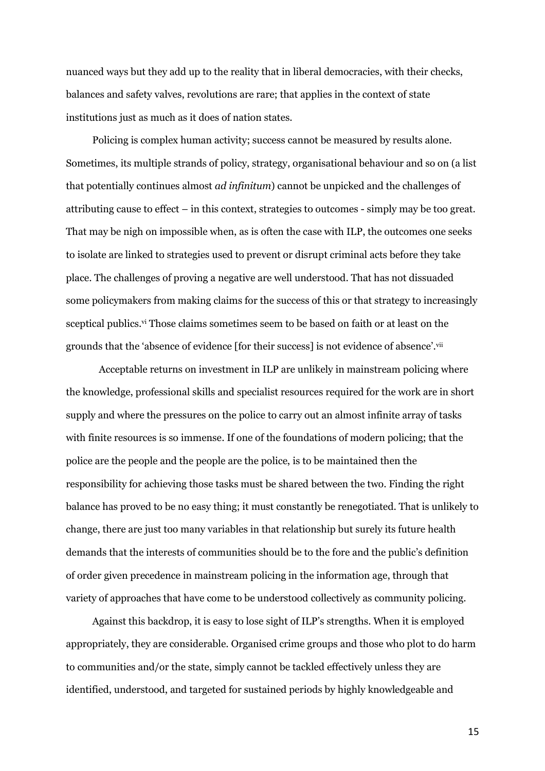nuanced ways but they add up to the reality that in liberal democracies, with their checks, balances and safety valves, revolutions are rare; that applies in the context of state institutions just as much as it does of nation states.

Policing is complex human activity; success cannot be measured by results alone. Sometimes, its multiple strands of policy, strategy, organisational behaviour and so on (a list that potentially continues almost *ad infinitum*) cannot be unpicked and the challenges of attributing cause to effect – in this context, strategies to outcomes - simply may be too great. That may be nigh on impossible when, as is often the case with ILP, the outcomes one seeks to isolate are linked to strategies used to prevent or disrupt criminal acts before they take place. The challenges of proving a negative are well understood. That has not dissuaded some policymakers from making claims for the success of this or that strategy to increasingly sceptical publics.[vi] Those claims sometimes seem to be based on faith or at least on the grounds that the 'absence of evidence [for their success] is not evidence of absence'.[vii]

Acceptable returns on investment in ILP are unlikely in mainstream policing where the knowledge, professional skills and specialist resources required for the work are in short supply and where the pressures on the police to carry out an almost infinite array of tasks with finite resources is so immense. If one of the foundations of modern policing; that the police are the people and the people are the police, is to be maintained then the responsibility for achieving those tasks must be shared between the two. Finding the right balance has proved to be no easy thing; it must constantly be renegotiated. That is unlikely to change, there are just too many variables in that relationship but surely its future health demands that the interests of communities should be to the fore and the public's definition of order given precedence in mainstream policing in the information age, through that variety of approaches that have come to be understood collectively as community policing.

Against this backdrop, it is easy to lose sight of ILP's strengths. When it is employed appropriately, they are considerable. Organised crime groups and those who plot to do harm to communities and/or the state, simply cannot be tackled effectively unless they are identified, understood, and targeted for sustained periods by highly knowledgeable and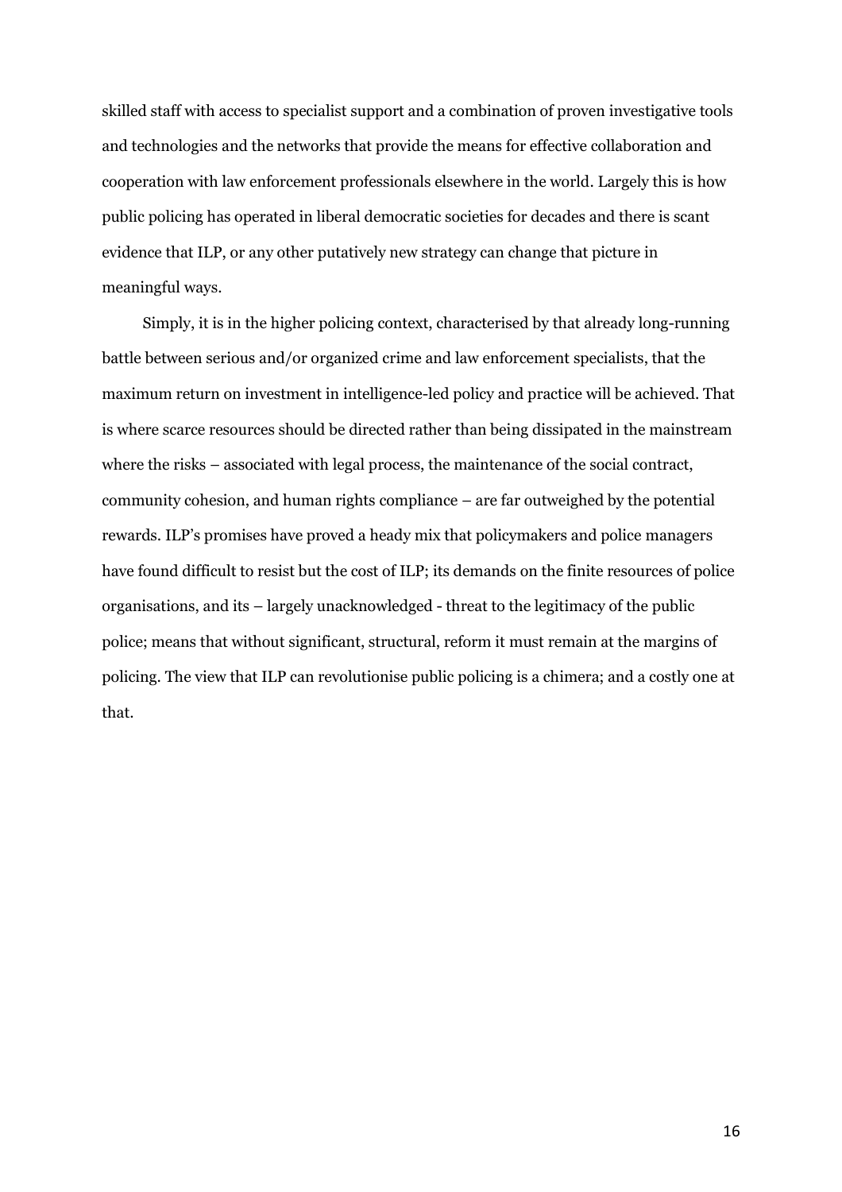skilled staff with access to specialist support and a combination of proven investigative tools and technologies and the networks that provide the means for effective collaboration and cooperation with law enforcement professionals elsewhere in the world. Largely this is how public policing has operated in liberal democratic societies for decades and there is scant evidence that ILP, or any other putatively new strategy can change that picture in meaningful ways.

Simply, it is in the higher policing context, characterised by that already long-running battle between serious and/or organized crime and law enforcement specialists, that the maximum return on investment in intelligence-led policy and practice will be achieved. That is where scarce resources should be directed rather than being dissipated in the mainstream where the risks – associated with legal process, the maintenance of the social contract, community cohesion, and human rights compliance – are far outweighed by the potential rewards. ILP's promises have proved a heady mix that policymakers and police managers have found difficult to resist but the cost of ILP; its demands on the finite resources of police organisations, and its – largely unacknowledged - threat to the legitimacy of the public police; means that without significant, structural, reform it must remain at the margins of policing. The view that ILP can revolutionise public policing is a chimera; and a costly one at that.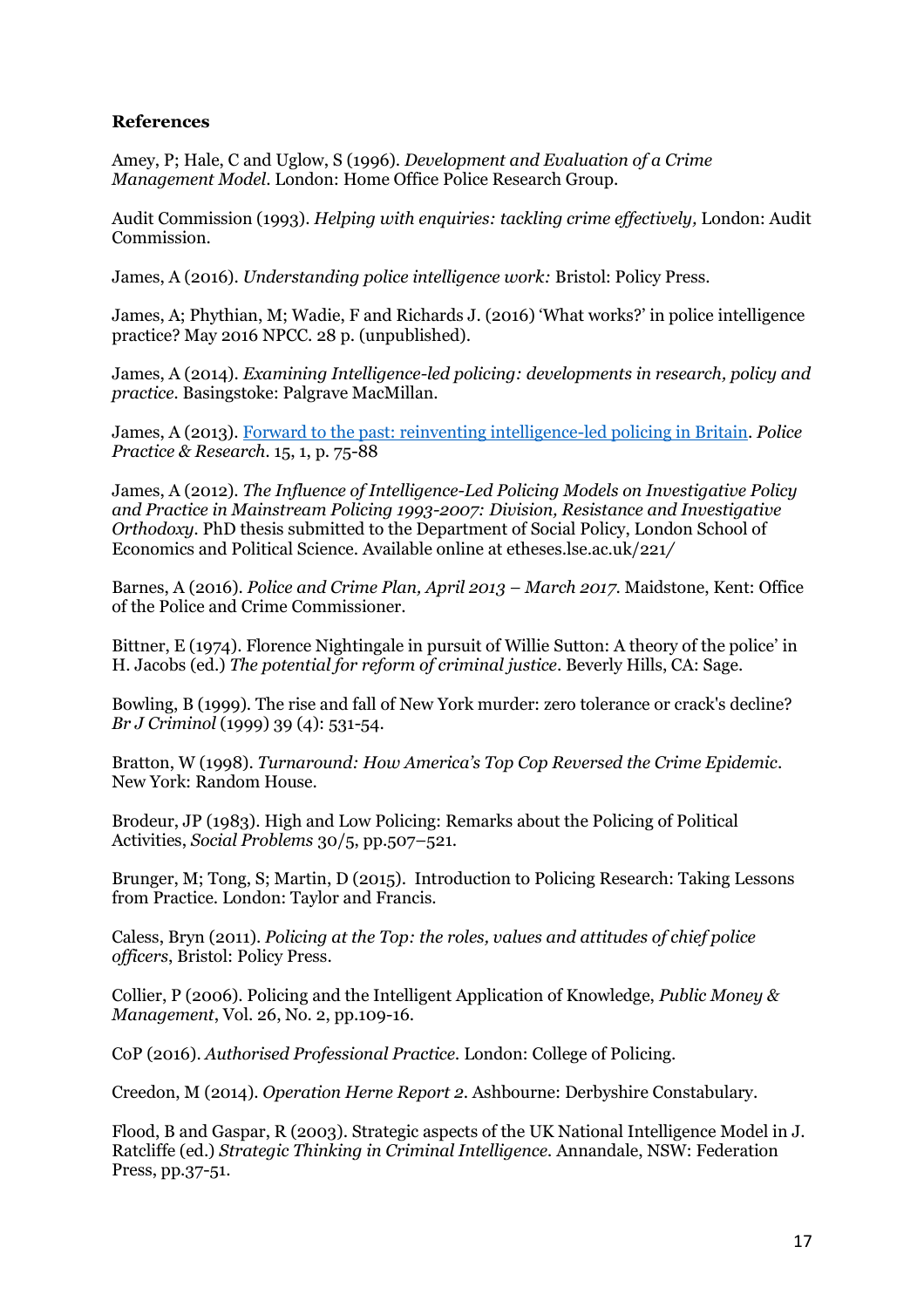**References**

Amey, P; Hale, C and Uglow, S (1996). *Development and Evaluation of a Crime Management Model*. London: Home Office Police Research Group.

Audit Commission (1993). *Helping with enquiries: tackling crime effectively,* London: Audit Commission.

James, A (2016). *Understanding police intelligence work:* Bristol: Policy Press.

James, A; Phythian, M; Wadie, F and Richards J. (2016) 'What works?' in police intelligence practice? May 2016 NPCC. 28 p. (unpublished).

James, A (2014). *Examining Intelligence-led policing: developments in research, policy and practice*. Basingstoke: Palgrave MacMillan.

James, A (2013). Forward to the past: reinventing intelligence-led policing in Britain. *Police Practice & Research*. 15, 1, p. 75-88

James, A (2012). *The Influence of Intelligence-Led Policing Models on Investigative Policy and Practice in Mainstream Policing 1993-2007: Division, Resistance and Investigative Orthodoxy*. PhD thesis submitted to the Department of Social Policy, London School of Economics and Political Science. Available online at etheses.lse.ac.uk/221/

Barnes, A (2016). *Police and Crime Plan, April 2013 – March 2017*. Maidstone, Kent: Office of the Police and Crime Commissioner.

Bittner, E (1974). Florence Nightingale in pursuit of Willie Sutton: A theory of the police' in H. Jacobs (ed.) *The potential for reform of criminal justice*. Beverly Hills, CA: Sage.

Bowling, B (1999). The rise and fall of New York murder: zero tolerance or crack's decline? *Br J Criminol* (1999) 39 (4): 531-54.

Bratton, W (1998). *Turnaround: How America's Top Cop Reversed the Crime Epidemic*. New York: Random House.

Brodeur, JP (1983). High and Low Policing: Remarks about the Policing of Political Activities, *Social Problems* 30/5, pp.507–521.

Brunger, M; Tong, S; Martin, D (2015). Introduction to Policing Research: Taking Lessons from Practice. London: Taylor and Francis.

Caless, Bryn (2011). *Policing at the Top: the roles, values and attitudes of chief police officers*, Bristol: Policy Press.

Collier, P (2006). Policing and the Intelligent Application of Knowledge, *Public Money & Management*, Vol. 26, No. 2, pp.109-16.

CoP (2016). *Authorised Professional Practice*. London: College of Policing.

Creedon, M (2014). *Operation Herne Report 2*. Ashbourne: Derbyshire Constabulary.

Flood, B and Gaspar, R (2003). Strategic aspects of the UK National Intelligence Model in J. Ratcliffe (ed.) *Strategic Thinking in Criminal Intelligence*. Annandale, NSW: Federation Press, pp.37-51.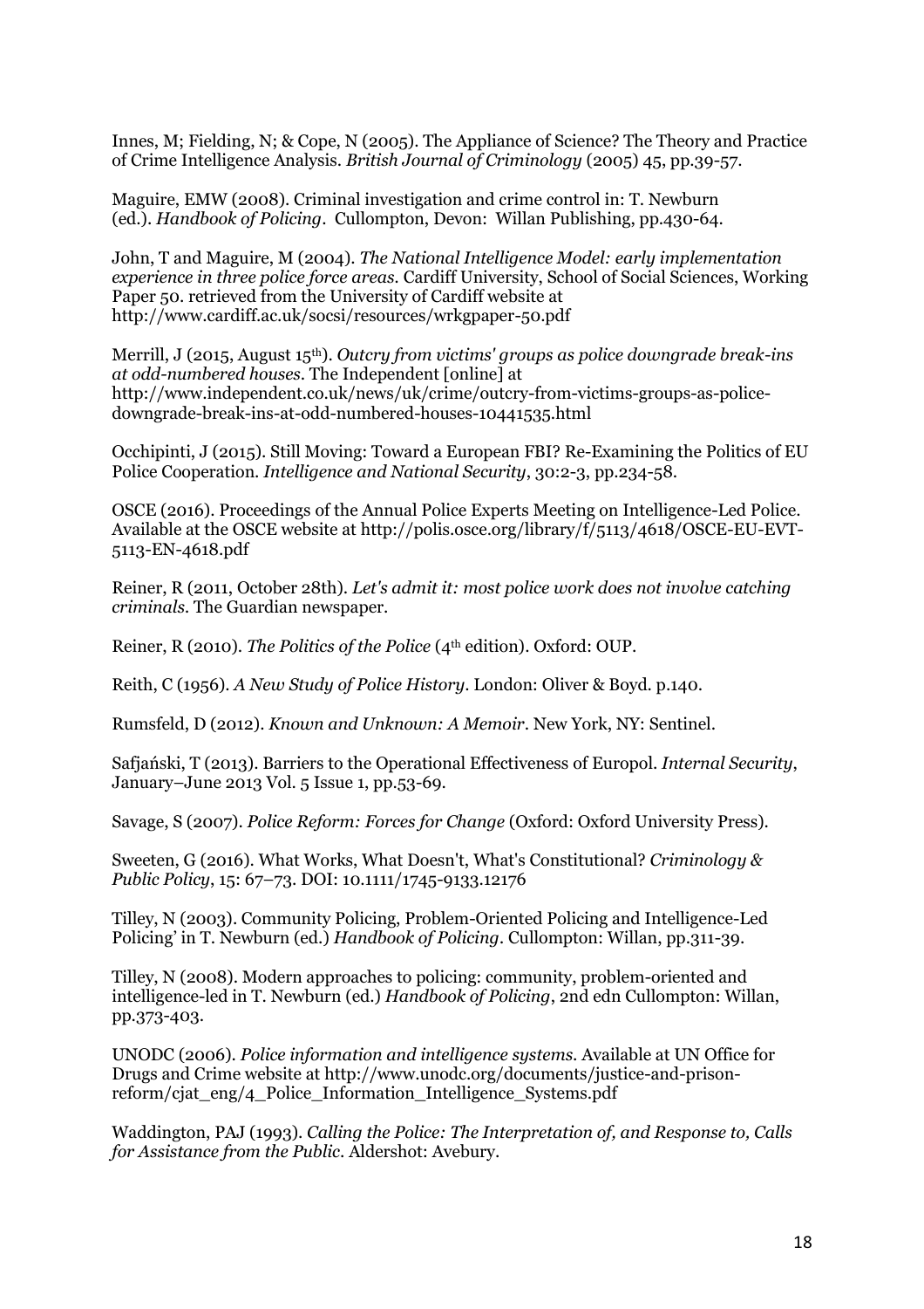Innes, M; Fielding, N; & Cope, N (2005). The Appliance of Science? The Theory and Practice of Crime Intelligence Analysis. *British Journal of Criminology* (2005) 45, pp.39-57.

Maguire, EMW (2008). Criminal investigation and crime control in: T. Newburn (ed.). *Handbook of Policing*. Cullompton, Devon: Willan Publishing, pp.430-64.

John, T and Maguire, M (2004). *The National Intelligence Model: early implementation experience in three police force areas*. Cardiff University, School of Social Sciences, Working Paper 50. retrieved from the University of Cardiff website at http://www.cardiff.ac.uk/socsi/resources/wrkgpaper-50.pdf

Merrill, J (2015, August 15th). *Outcry from victims' groups as police downgrade break-ins at odd-numbered houses*. The Independent [online] at http://www.independent.co.uk/news/uk/crime/outcry-from-victims-groups-as-police-downgrade-break-ins-at-odd-numbered-houses-10441535.html

Occhipinti, J (2015). Still Moving: Toward a European FBI? Re-Examining the Politics of EU Police Cooperation. *Intelligence and National Security*, 30:2-3, pp.234-58.

OSCE (2016). Proceedings of the Annual Police Experts Meeting on Intelligence-Led Police. Available at the OSCE website at http://polis.osce.org/library/f/5113/4618/OSCE-EU-EVT-5113-EN-4618.pdf

Reiner, R (2011, October 28th). *Let's admit it: most police work does not involve catching criminals*. The Guardian newspaper.

Reiner, R (2010). *The Politics of the Police* (4th edition). Oxford: OUP.

Reith, C (1956). *A New Study of Police History*. London: Oliver & Boyd. p.140.

Rumsfeld, D (2012). *Known and Unknown: A Memoir*. New York, NY: Sentinel.

Safjański, T (2013). Barriers to the Operational Effectiveness of Europol. *Internal Security*, January–June 2013 Vol. 5 Issue 1, pp.53-69.

Savage, S (2007). *Police Reform: Forces for Change* (Oxford: Oxford University Press).

Sweeten, G (2016). What Works, What Doesn't, What's Constitutional? *Criminology & Public Policy*, 15: 67–73. DOI: 10.1111/1745-9133.12176

Tilley, N (2003). Community Policing, Problem-Oriented Policing and Intelligence-Led Policing' in T. Newburn (ed.) *Handbook of Policing*. Cullompton: Willan, pp.311-39.

Tilley, N (2008). Modern approaches to policing: community, problem-oriented and intelligence-led in T. Newburn (ed.) *Handbook of Policing*, 2nd edn Cullompton: Willan, pp.373-403.

UNODC (2006). *Police information and intelligence systems*. Available at UN Office for Drugs and Crime website at http://www.unodc.org/documents/justice-and-prison-reform/cjat_eng/4_Police_Information_Intelligence_Systems.pdf

Waddington, PAJ (1993). *Calling the Police: The Interpretation of, and Response to, Calls for Assistance from the Public*. Aldershot: Avebury.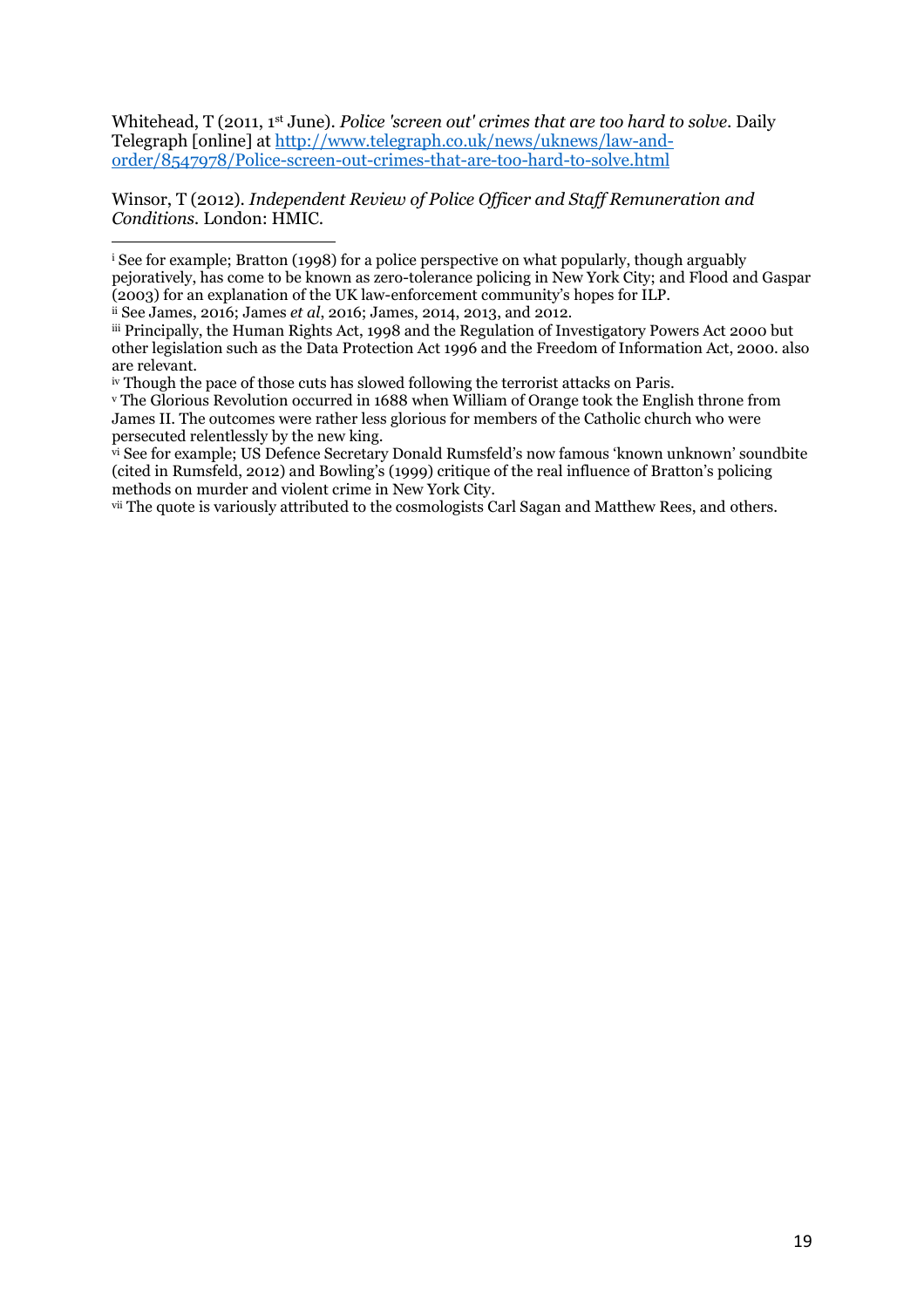Whitehead, T (2011, 1st June). *Police 'screen out' crimes that are too hard to solve*. Daily Telegraph [online] at http://www.telegraph.co.uk/news/uknews/law-and-order/8547978/Police-screen-out-crimes-that-are-too-hard-to-solve.html

Winsor, T (2012). *Independent Review of Police Officer and Staff Remuneration and Conditions*. London: HMIC.

---

[i] See for example; Bratton (1998) for a police perspective on what popularly, though arguably pejoratively, has come to be known as zero-tolerance policing in New York City; and Flood and Gaspar (2003) for an explanation of the UK law-enforcement community's hopes for ILP.

[ii] See James, 2016; James *et al*, 2016; James, 2014, 2013, and 2012.

[iii] Principally, the Human Rights Act, 1998 and the Regulation of Investigatory Powers Act 2000 but other legislation such as the Data Protection Act 1996 and the Freedom of Information Act, 2000. also are relevant.

[iv] Though the pace of those cuts has slowed following the terrorist attacks on Paris.

[v] The Glorious Revolution occurred in 1688 when William of Orange took the English throne from James II. The outcomes were rather less glorious for members of the Catholic church who were persecuted relentlessly by the new king.

[vi] See for example; US Defence Secretary Donald Rumsfeld's now famous 'known unknown' soundbite (cited in Rumsfeld, 2012) and Bowling's (1999) critique of the real influence of Bratton's policing methods on murder and violent crime in New York City.

[vii] The quote is variously attributed to the cosmologists Carl Sagan and Matthew Rees, and others.